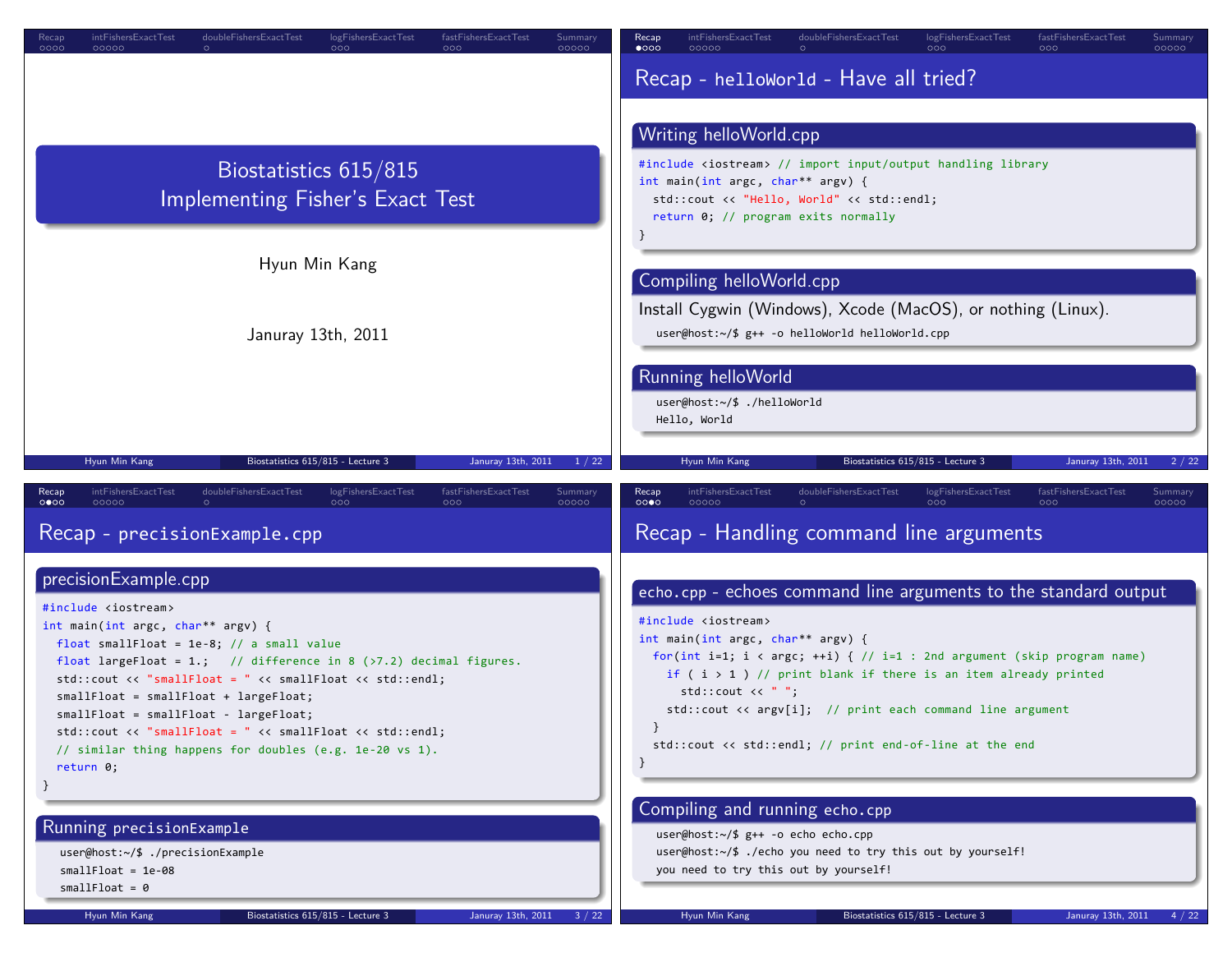# Biostatistics 615/815
# Implementing Fisher's Exact Test

Hyun Min Kang

Januray 13th, 2011

---

## Recap - `helloWorld` - Have all tried?

### Writing helloWorld.cpp

```
#include <iostream> // import input/output handling library
int main(int argc, char** argv) {
  std::cout << "Hello, World" << std::endl;
  return 0; // program exits normally
}
```

### Compiling helloWorld.cpp

Install Cygwin (Windows), Xcode (MacOS), or nothing (Linux).

```
user@host:~/$ g++ -o helloWorld helloWorld.cpp
```

### Running helloWorld

```
user@host:~/$ ./helloWorld
Hello, World
```

---

## Recap - `precisionExample.cpp`

### precisionExample.cpp

```
#include <iostream>
int main(int argc, char** argv) {
  float smallFloat = 1e-8; // a small value
  float largeFloat = 1.;   // difference in 8 (>7.2) decimal figures.
  std::cout << "smallFloat = " << smallFloat << std::endl;
  smallFloat = smallFloat + largeFloat;
  smallFloat = smallFloat - largeFloat;
  std::cout << "smallFloat = " << smallFloat << std::endl;
  // similar thing happens for doubles (e.g. 1e-20 vs 1).
  return 0;
}
```

### Running `precisionExample`

```
user@host:~/$ ./precisionExample
smallFloat = 1e-08
smallFloat = 0
```

---

## Recap - Handling command line arguments

### `echo.cpp` - echoes command line arguments to the standard output

```
#include <iostream>
int main(int argc, char** argv) {
  for(int i=1; i < argc; ++i) { // i=1 : 2nd argument (skip program name)
    if ( i > 1 ) // print blank if there is an item already printed
      std::cout << " ";
    std::cout << argv[i];  // print each command line argument
  }
  std::cout << std::endl; // print end-of-line at the end
}
```

### Compiling and running `echo.cpp`

```
user@host:~/$ g++ -o echo echo.cpp
user@host:~/$ ./echo you need to try this out by yourself!
you need to try this out by yourself!
```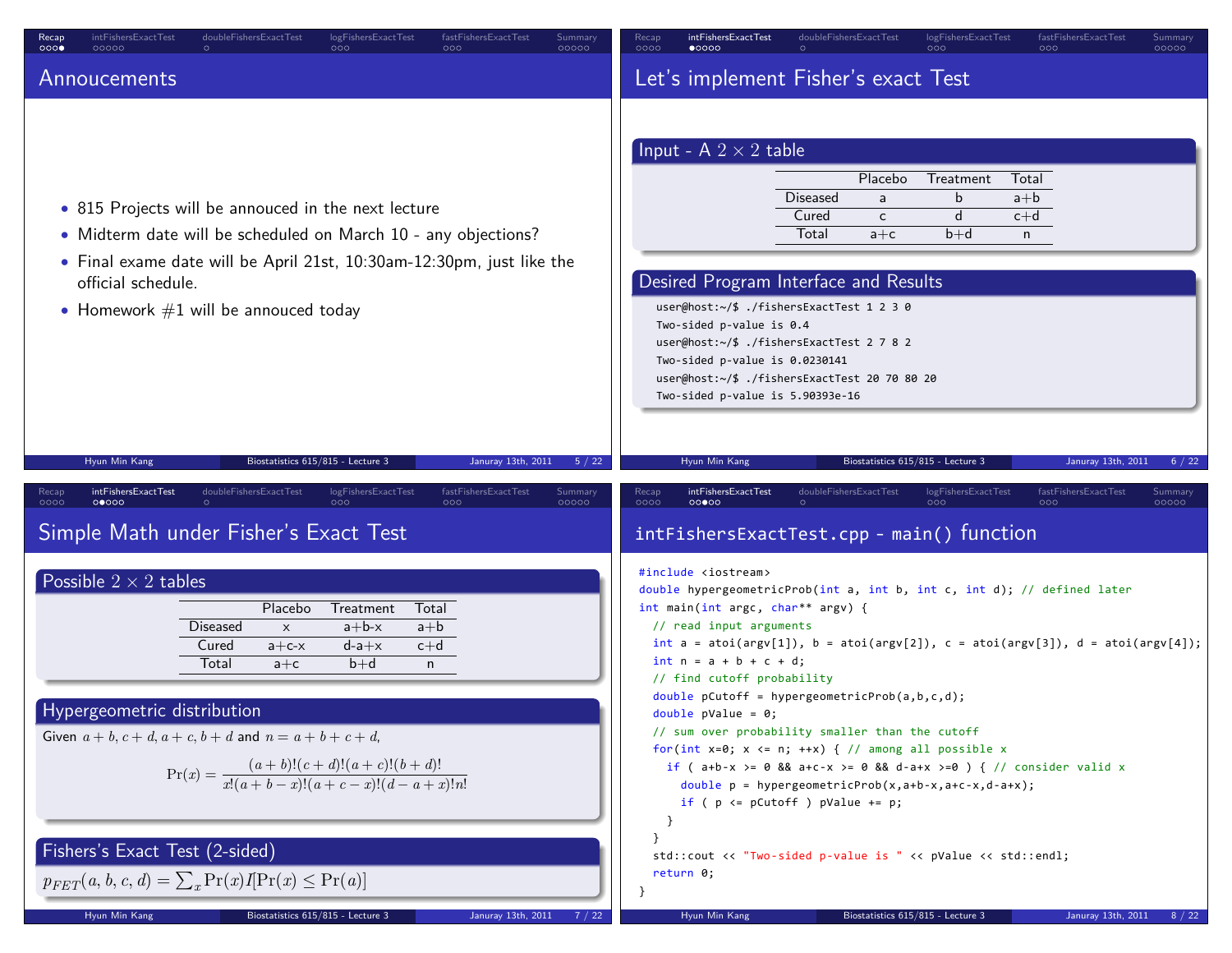## Annoucements

- 815 Projects will be annouced in the next lecture
- Midterm date will be scheduled on March 10 - any objections?
- Final exame date will be April 21st, 10:30am-12:30pm, just like the official schedule.
- Homework #1 will be annouced today

## Let's implement Fisher's exact Test

### Input - A $2 \times 2$ table

| | Placebo | Treatment | Total |
|---|---|---|---|
| Diseased | a | b | a+b |
| Cured | c | d | c+d |
| Total | a+c | b+d | n |

### Desired Program Interface and Results

```
user@host:~/$ ./fishersExactTest 1 2 3 0
Two-sided p-value is 0.4
user@host:~/$ ./fishersExactTest 2 7 8 2
Two-sided p-value is 0.0230141
user@host:~/$ ./fishersExactTest 20 70 80 20
Two-sided p-value is 5.90393e-16
```

## Simple Math under Fisher's Exact Test

### Possible $2 \times 2$ tables

| | Placebo | Treatment | Total |
|---|---|---|---|
| Diseased | x | a+b-x | a+b |
| Cured | a+c-x | d-a+x | c+d |
| Total | a+c | b+d | n |

### Hypergeometric distribution

Given $a+b, c+d, a+c, b+d$ and $n = a+b+c+d$,

$$\Pr(x) = \frac{(a+b)!(c+d)!(a+c)!(b+d)!}{x!(a+b-x)!(a+c-x)!(d-a+x)!n!}$$

### Fishers's Exact Test (2-sided)

$p_{FET}(a,b,c,d) = \sum_x \Pr(x) I[\Pr(x) \leq \Pr(a)]$

## intFishersExactTest.cpp - main() function

```
#include <iostream>
double hypergeometricProb(int a, int b, int c, int d); // defined later
int main(int argc, char** argv) {
  // read input arguments
  int a = atoi(argv[1]), b = atoi(argv[2]), c = atoi(argv[3]), d = atoi(argv[4]);
  int n = a + b + c + d;
  // find cutoff probability
  double pCutoff = hypergeometricProb(a,b,c,d);
  double pValue = 0;
  // sum over probability smaller than the cutoff
  for(int x=0; x <= n; ++x) { // among all possible x
    if ( a+b-x >= 0 && a+c-x >= 0 && d-a+x >=0 ) { // consider valid x
      double p = hypergeometricProb(x,a+b-x,a+c-x,d-a+x);
      if ( p <= pCutoff ) pValue += p;
    }
  }
  std::cout << "Two-sided p-value is " << pValue << std::endl;
  return 0;
}
```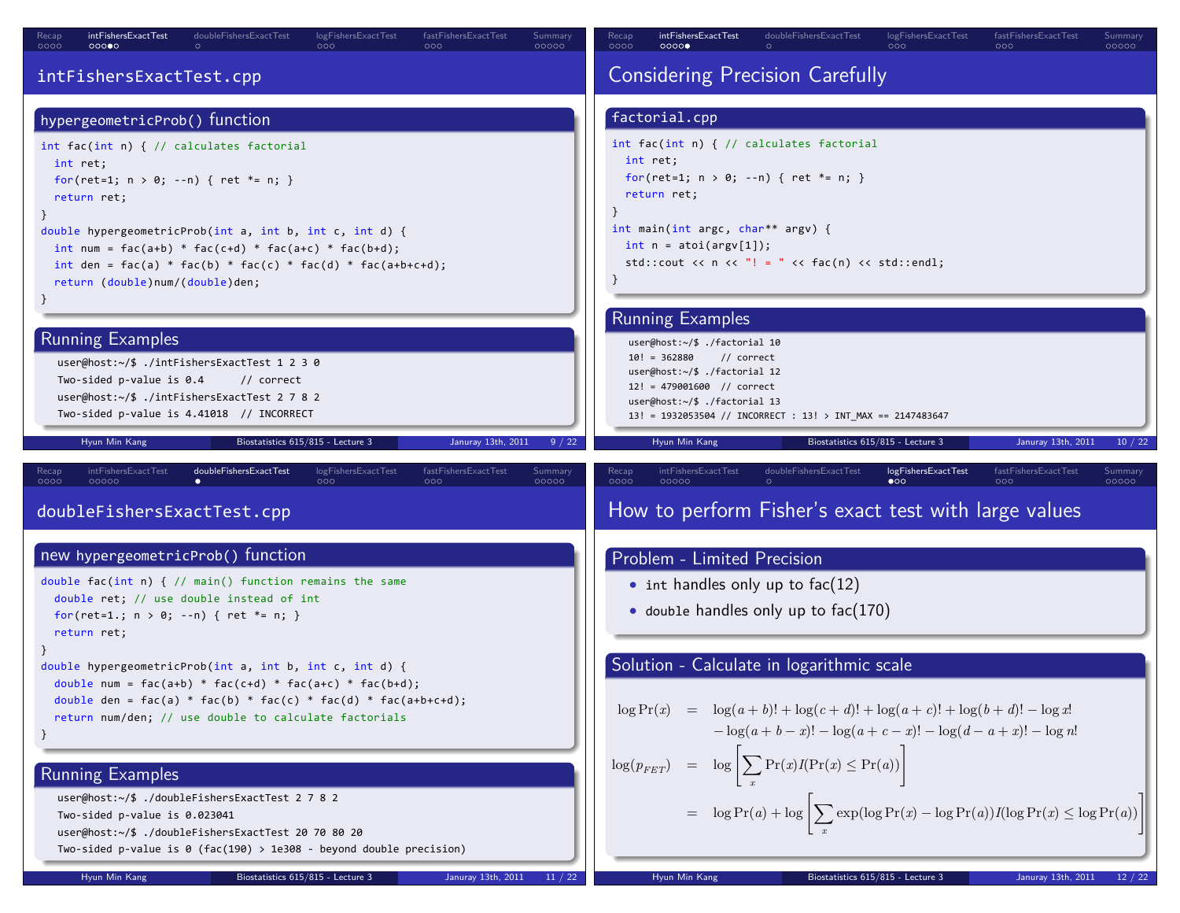## intFishersExactTest.cpp

### hypergeometricProb() function

```
int fac(int n) { // calculates factorial
  int ret;
  for(ret=1; n > 0; --n) { ret *= n; }
  return ret;
}
double hypergeometricProb(int a, int b, int c, int d) {
  int num = fac(a+b) * fac(c+d) * fac(a+c) * fac(b+d);
  int den = fac(a) * fac(b) * fac(c) * fac(d) * fac(a+b+c+d);
  return (double)num/(double)den;
}
```

### Running Examples

```
user@host:~/$ ./intFishersExactTest 1 2 3 0
Two-sided p-value is 0.4      // correct
user@host:~/$ ./intFishersExactTest 2 7 8 2
Two-sided p-value is 4.41018  // INCORRECT
```

## Considering Precision Carefully

### factorial.cpp

```
int fac(int n) { // calculates factorial
  int ret;
  for(ret=1; n > 0; --n) { ret *= n; }
  return ret;
}
int main(int argc, char** argv) {
  int n = atoi(argv[1]);
  std::cout << n << "! = " << fac(n) << std::endl;
}
```

### Running Examples

```
user@host:~/$ ./factorial 10
10! = 362880     // correct
user@host:~/$ ./factorial 12
12! = 479001600  // correct
user@host:~/$ ./factorial 13
13! = 1932053504 // INCORRECT : 13! > INT_MAX == 2147483647
```

## doubleFishersExactTest.cpp

### new hypergeometricProb() function

```
double fac(int n) { // main() function remains the same
  double ret; // use double instead of int
  for(ret=1.; n > 0; --n) { ret *= n; }
  return ret;
}
double hypergeometricProb(int a, int b, int c, int d) {
  double num = fac(a+b) * fac(c+d) * fac(a+c) * fac(b+d);
  double den = fac(a) * fac(b) * fac(c) * fac(d) * fac(a+b+c+d);
  return num/den; // use double to calculate factorials
}
```

### Running Examples

```
user@host:~/$ ./doubleFishersExactTest 2 7 8 2
Two-sided p-value is 0.023041
user@host:~/$ ./doubleFishersExactTest 20 70 80 20
Two-sided p-value is 0 (fac(190) > 1e308 - beyond double precision)
```

## How to perform Fisher's exact test with large values

### Problem - Limited Precision

- `int` handles only up to fac(12)
- `double` handles only up to fac(170)

### Solution - Calculate in logarithmic scale

$$
\begin{aligned}
\log \Pr(x) &= \log(a+b)! + \log(c+d)! + \log(a+c)! + \log(b+d)! - \log x! \\
&\quad - \log(a+b-x)! - \log(a+c-x)! - \log(d-a+x)! - \log n! \\
\log(p_{FET}) &= \log\left[\sum_x \Pr(x) I(\Pr(x) \leq \Pr(a))\right] \\
&= \log \Pr(a) + \log\left[\sum_x \exp(\log \Pr(x) - \log \Pr(a)) I(\log \Pr(x) \leq \log \Pr(a))\right]
\end{aligned}
$$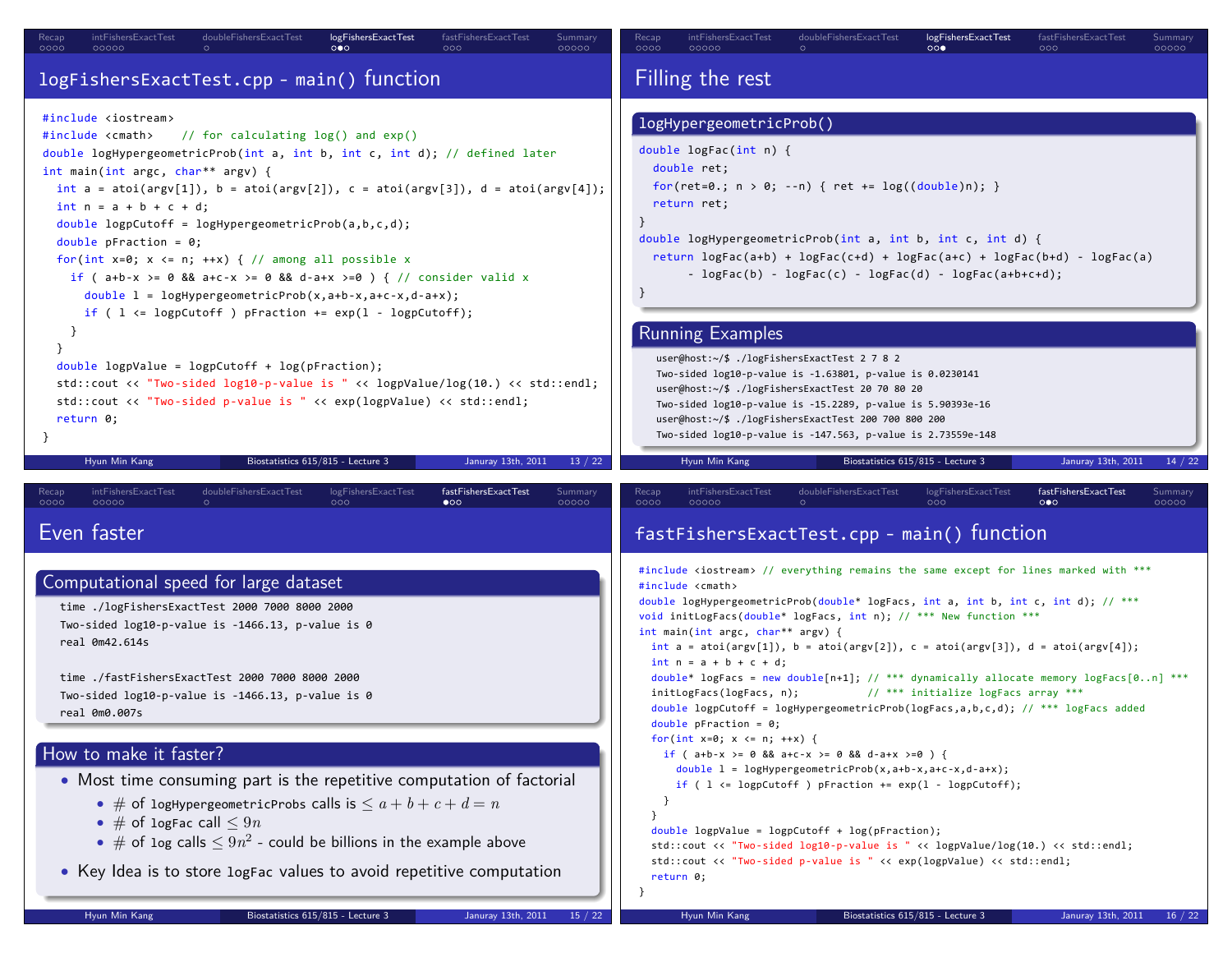## logFishersExactTest.cpp - main() function

```cpp
#include <iostream>
#include <cmath>    // for calculating log() and exp()
double logHypergeometricProb(int a, int b, int c, int d); // defined later
int main(int argc, char** argv) {
  int a = atoi(argv[1]), b = atoi(argv[2]), c = atoi(argv[3]), d = atoi(argv[4]);
  int n = a + b + c + d;
  double logpCutoff = logHypergeometricProb(a,b,c,d);
  double pFraction = 0;
  for(int x=0; x <= n; ++x) { // among all possible x
    if ( a+b-x >= 0 && a+c-x >= 0 && d-a+x >=0 ) { // consider valid x
      double l = logHypergeometricProb(x,a+b-x,a+c-x,d-a+x);
      if ( l <= logpCutoff ) pFraction += exp(l - logpCutoff);
    }
  }
  double logpValue = logpCutoff + log(pFraction);
  std::cout << "Two-sided log10-p-value is " << logpValue/log(10.) << std::endl;
  std::cout << "Two-sided p-value is " << exp(logpValue) << std::endl;
  return 0;
}
```

## Filling the rest

### logHypergeometricProb()

```cpp
double logFac(int n) {
  double ret;
  for(ret=0.; n > 0; --n) { ret += log((double)n); }
  return ret;
}
double logHypergeometricProb(int a, int b, int c, int d) {
  return logFac(a+b) + logFac(c+d) + logFac(a+c) + logFac(b+d) - logFac(a)
      - logFac(b) - logFac(c) - logFac(d) - logFac(a+b+c+d);
}
```

### Running Examples

```
user@host:~/$ ./logFishersExactTest 2 7 8 2
Two-sided log10-p-value is -1.63801, p-value is 0.0230141
user@host:~/$ ./logFishersExactTest 20 70 80 20
Two-sided log10-p-value is -15.2289, p-value is 5.90393e-16
user@host:~/$ ./logFishersExactTest 200 700 800 200
Two-sided log10-p-value is -147.563, p-value is 2.73559e-148
```

## Even faster

### Computational speed for large dataset

```
time ./logFishersExactTest 2000 7000 8000 2000
Two-sided log10-p-value is -1466.13, p-value is 0
real 0m42.614s

time ./fastFishersExactTest 2000 7000 8000 2000
Two-sided log10-p-value is -1466.13, p-value is 0
real 0m0.007s
```

### How to make it faster?

- Most time consuming part is the repetitive computation of factorial
  - # of `logHypergeometricProbs` calls is $\leq a + b + c + d = n$
  - # of `logFac` call $\leq 9n$
  - # of `log` calls $\leq 9n^2$ - could be billions in the example above
- Key Idea is to store `logFac` values to avoid repetitive computation

## fastFishersExactTest.cpp - main() function

```cpp
#include <iostream> // everything remains the same except for lines marked with ***
#include <cmath>
double logHypergeometricProb(double* logFacs, int a, int b, int c, int d); // ***
void initLogFacs(double* logFacs, int n); // *** New function ***
int main(int argc, char** argv) {
  int a = atoi(argv[1]), b = atoi(argv[2]), c = atoi(argv[3]), d = atoi(argv[4]);
  int n = a + b + c + d;
  double* logFacs = new double[n+1]; // *** dynamically allocate memory logFacs[0..n] ***
  initLogFacs(logFacs, n);           // *** initialize logFacs array ***
  double logpCutoff = logHypergeometricProb(logFacs,a,b,c,d); // *** logFacs added
  double pFraction = 0;
  for(int x=0; x <= n; ++x) {
    if ( a+b-x >= 0 && a+c-x >= 0 && d-a+x >=0 ) {
      double l = logHypergeometricProb(x,a+b-x,a+c-x,d-a+x);
      if ( l <= logpCutoff ) pFraction += exp(l - logpCutoff);
    }
  }
  double logpValue = logpCutoff + log(pFraction);
  std::cout << "Two-sided log10-p-value is " << logpValue/log(10.) << std::endl;
  std::cout << "Two-sided p-value is " << exp(logpValue) << std::endl;
  return 0;
}
```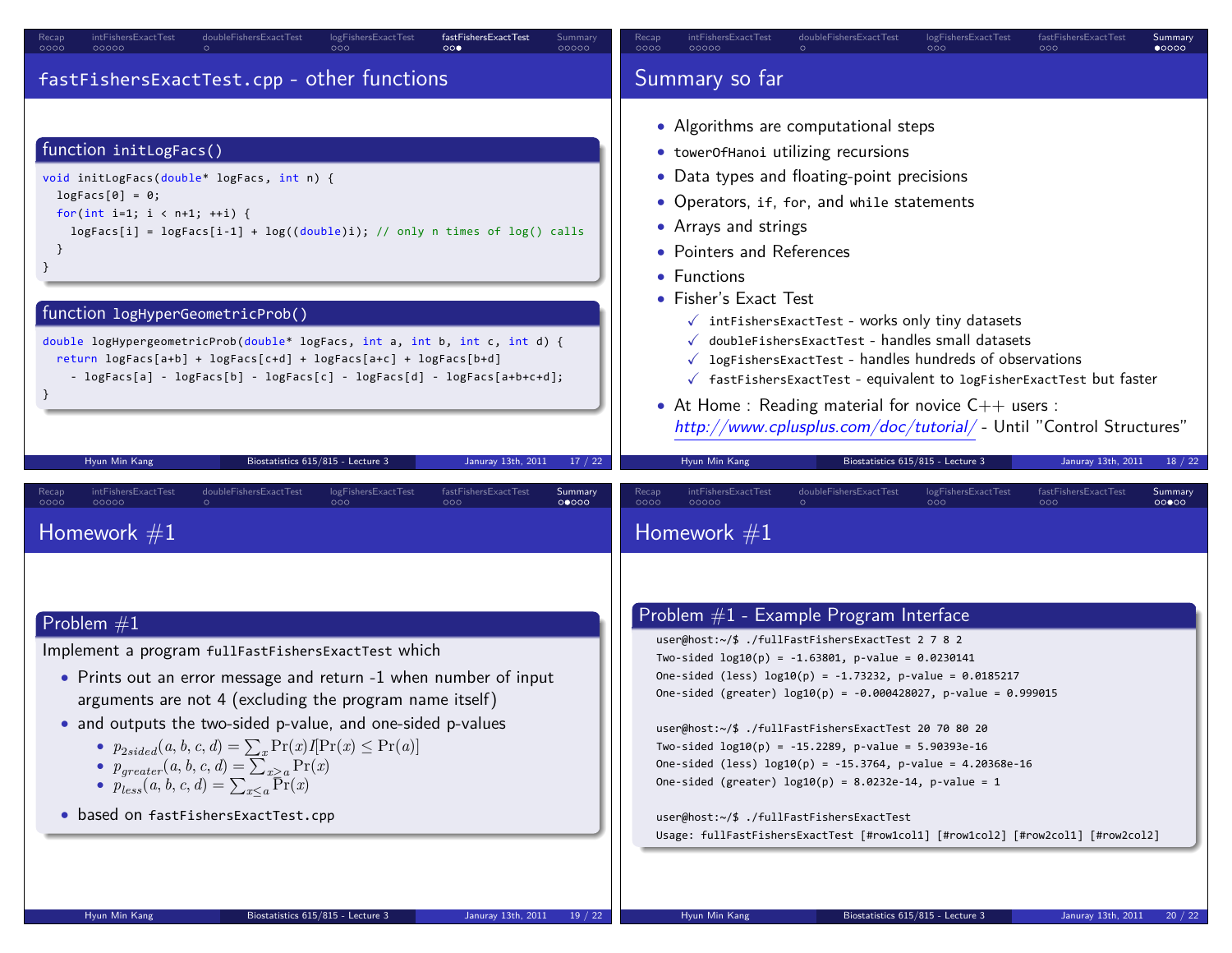## fastFishersExactTest.cpp - other functions

### function initLogFacs()

```
void initLogFacs(double* logFacs, int n) {
  logFacs[0] = 0;
  for(int i=1; i < n+1; ++i) {
    logFacs[i] = logFacs[i-1] + log((double)i); // only n times of log() calls
  }
}
```

### function logHyperGeometricProb()

```
double logHypergeometricProb(double* logFacs, int a, int b, int c, int d) {
  return logFacs[a+b] + logFacs[c+d] + logFacs[a+c] + logFacs[b+d]
    - logFacs[a] - logFacs[b] - logFacs[c] - logFacs[d] - logFacs[a+b+c+d];
}
```

## Summary so far

- Algorithms are computational steps
- towerOfHanoi utilizing recursions
- Data types and floating-point precisions
- Operators, if, for, and while statements
- Arrays and strings
- Pointers and References
- Functions
- Fisher's Exact Test
  - ✓ intFishersExactTest - works only tiny datasets
  - ✓ doubleFishersExactTest - handles small datasets
  - ✓ logFishersExactTest - handles hundreds of observations
  - ✓ fastFishersExactTest - equivalent to logFisherExactTest but faster
- At Home : Reading material for novice C++ users : *http://www.cplusplus.com/doc/tutorial/* - Until "Control Structures"

## Homework #1

### Problem #1

Implement a program fullFastFishersExactTest which

- Prints out an error message and return -1 when number of input arguments are not 4 (excluding the program name itself)
- and outputs the two-sided p-value, and one-sided p-values
  - $p_{2sided}(a,b,c,d) = \sum_x \Pr(x) I[\Pr(x) \leq \Pr(a)]$
  - $p_{greater}(a,b,c,d) = \sum_{x \geq a} \Pr(x)$
  - $p_{less}(a,b,c,d) = \sum_{x \leq a} \Pr(x)$
- based on fastFishersExactTest.cpp

## Homework #1

### Problem #1 - Example Program Interface

```
user@host:~/$ ./fullFastFishersExactTest 2 7 8 2
Two-sided log10(p) = -1.63801, p-value = 0.0230141
One-sided (less) log10(p) = -1.73232, p-value = 0.0185217
One-sided (greater) log10(p) = -0.000428027, p-value = 0.999015

user@host:~/$ ./fullFastFishersExactTest 20 70 80 20
Two-sided log10(p) = -15.2289, p-value = 5.90393e-16
One-sided (less) log10(p) = -15.3764, p-value = 4.20368e-16
One-sided (greater) log10(p) = 8.0232e-14, p-value = 1

user@host:~/$ ./fullFastFishersExactTest
Usage: fullFastFishersExactTest [#row1col1] [#row1col2] [#row2col1] [#row2col2]
```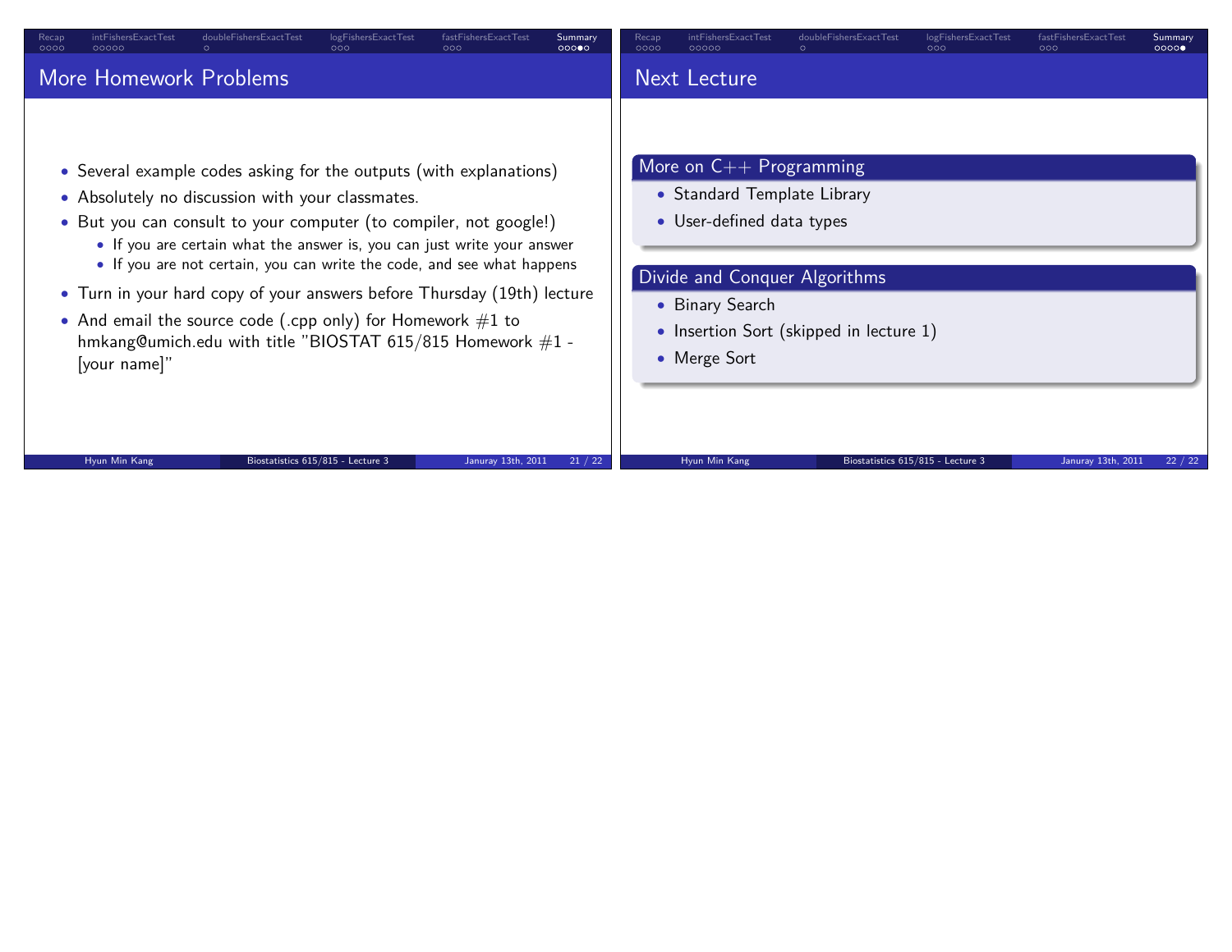## More Homework Problems

- Several example codes asking for the outputs (with explanations)
- Absolutely no discussion with your classmates.
- But you can consult to your computer (to compiler, not google!)
  - If you are certain what the answer is, you can just write your answer
  - If you are not certain, you can write the code, and see what happens
- Turn in your hard copy of your answers before Thursday (19th) lecture
- And email the source code (.cpp only) for Homework #1 to hmkang@umich.edu with title "BIOSTAT 615/815 Homework #1 - [your name]"

## Next Lecture

### More on C++ Programming

- Standard Template Library
- User-defined data types

### Divide and Conquer Algorithms

- Binary Search
- Insertion Sort (skipped in lecture 1)
- Merge Sort